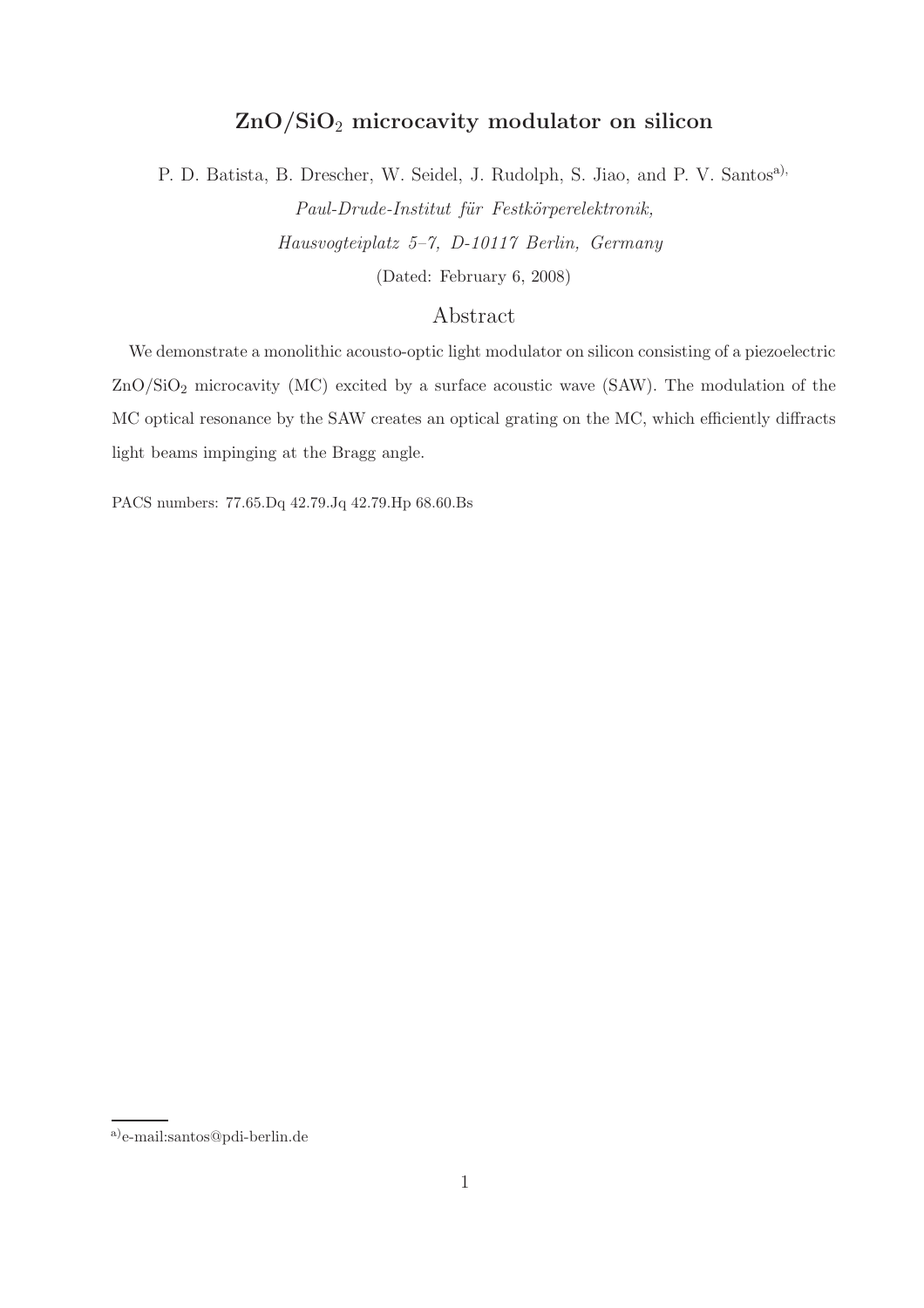# $ZnO/SiO_2$ microcavity modulator on silicon

P. D. Batista, B. Drescher, W. Seidel, J. Rudolph, S. Jiao, and P. V. Santos[a]

*Paul-Drude-Institut für Festkörperelektronik,*
*Hausvogteiplatz 5–7, D-10117 Berlin, Germany*

(Dated: February 6, 2008)

## Abstract

We demonstrate a monolithic acousto-optic light modulator on silicon consisting of a piezoelectric $ZnO/SiO_2$ microcavity (MC) excited by a surface acoustic wave (SAW). The modulation of the MC optical resonance by the SAW creates an optical grating on the MC, which efficiently diffracts light beams impinging at the Bragg angle.

PACS numbers: 77.65.Dq 42.79.Jq 42.79.Hp 68.60.Bs

---

[a] e-mail:santos@pdi-berlin.de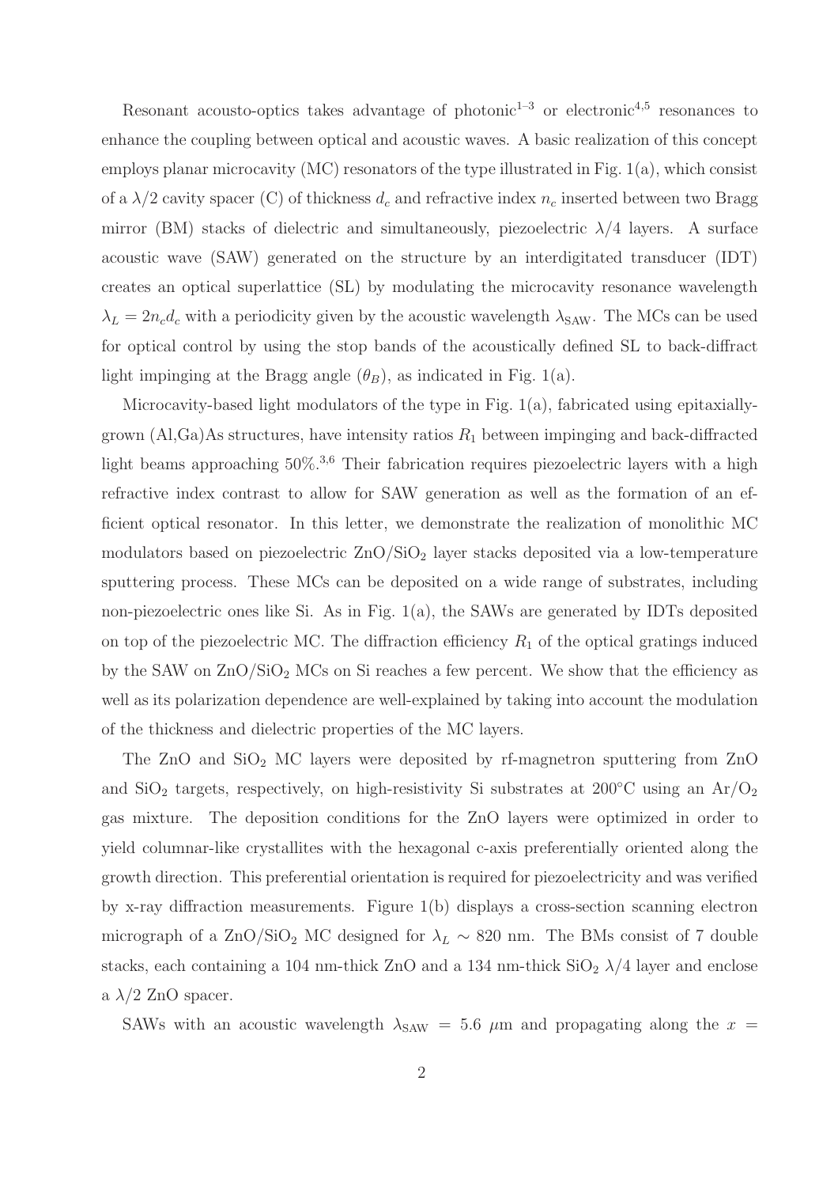Resonant acousto-optics takes advantage of photonic[1–3] or electronic[4,5] resonances to enhance the coupling between optical and acoustic waves. A basic realization of this concept employs planar microcavity (MC) resonators of the type illustrated in Fig. 1(a), which consist of a $\lambda/2$ cavity spacer (C) of thickness $d_c$ and refractive index $n_c$ inserted between two Bragg mirror (BM) stacks of dielectric and simultaneously, piezoelectric $\lambda/4$ layers. A surface acoustic wave (SAW) generated on the structure by an interdigitated transducer (IDT) creates an optical superlattice (SL) by modulating the microcavity resonance wavelength $\lambda_L = 2n_c d_c$ with a periodicity given by the acoustic wavelength $\lambda_{\mathrm{SAW}}$. The MCs can be used for optical control by using the stop bands of the acoustically defined SL to back-diffract light impinging at the Bragg angle ($\theta_B$), as indicated in Fig. 1(a).

Microcavity-based light modulators of the type in Fig. 1(a), fabricated using epitaxially-grown (Al,Ga)As structures, have intensity ratios $R_1$ between impinging and back-diffracted light beams approaching 50%.[3,6] Their fabrication requires piezoelectric layers with a high refractive index contrast to allow for SAW generation as well as the formation of an efficient optical resonator. In this letter, we demonstrate the realization of monolithic MC modulators based on piezoelectric $ZnO/SiO_2$ layer stacks deposited via a low-temperature sputtering process. These MCs can be deposited on a wide range of substrates, including non-piezoelectric ones like Si. As in Fig. 1(a), the SAWs are generated by IDTs deposited on top of the piezoelectric MC. The diffraction efficiency $R_1$ of the optical gratings induced by the SAW on $ZnO/SiO_2$ MCs on Si reaches a few percent. We show that the efficiency as well as its polarization dependence are well-explained by taking into account the modulation of the thickness and dielectric properties of the MC layers.

The ZnO and $SiO_2$ MC layers were deposited by rf-magnetron sputtering from ZnO and $SiO_2$ targets, respectively, on high-resistivity Si substrates at 200°C using an $Ar/O_2$ gas mixture. The deposition conditions for the ZnO layers were optimized in order to yield columnar-like crystallites with the hexagonal c-axis preferentially oriented along the growth direction. This preferential orientation is required for piezoelectricity and was verified by x-ray diffraction measurements. Figure 1(b) displays a cross-section scanning electron micrograph of a $ZnO/SiO_2$ MC designed for $\lambda_L \sim 820$ nm. The BMs consist of 7 double stacks, each containing a 104 nm-thick ZnO and a 134 nm-thick $SiO_2$ $\lambda/4$ layer and enclose a $\lambda/2$ ZnO spacer.

SAWs with an acoustic wavelength $\lambda_{\mathrm{SAW}} = 5.6$ $\mu$m and propagating along the $x =$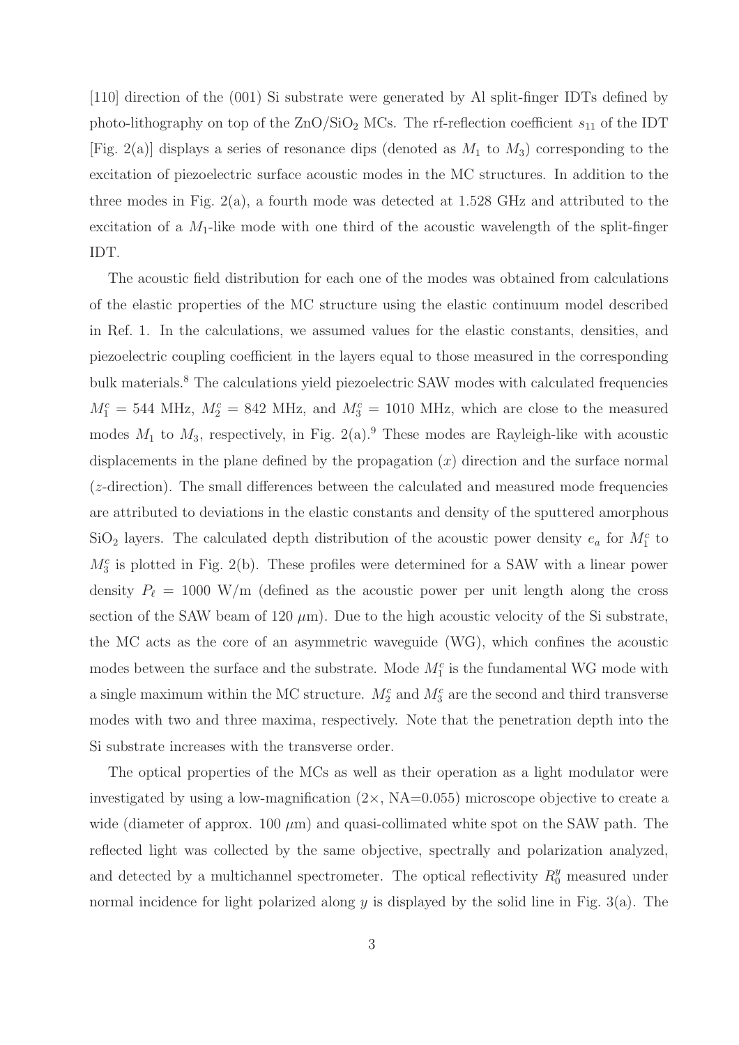[110] direction of the (001) Si substrate were generated by Al split-finger IDTs defined by photo-lithography on top of the $ZnO/SiO_2$ MCs. The rf-reflection coefficient $s_{11}$ of the IDT [Fig. 2(a)] displays a series of resonance dips (denoted as $M_1$ to $M_3$) corresponding to the excitation of piezoelectric surface acoustic modes in the MC structures. In addition to the three modes in Fig. 2(a), a fourth mode was detected at 1.528 GHz and attributed to the excitation of a $M_1$-like mode with one third of the acoustic wavelength of the split-finger IDT.

The acoustic field distribution for each one of the modes was obtained from calculations of the elastic properties of the MC structure using the elastic continuum model described in Ref. 1. In the calculations, we assumed values for the elastic constants, densities, and piezoelectric coupling coefficient in the layers equal to those measured in the corresponding bulk materials.[8] The calculations yield piezoelectric SAW modes with calculated frequencies $M_1^c = 544$ MHz, $M_2^c = 842$ MHz, and $M_3^c = 1010$ MHz, which are close to the measured modes $M_1$ to $M_3$, respectively, in Fig. 2(a).[9] These modes are Rayleigh-like with acoustic displacements in the plane defined by the propagation ($x$) direction and the surface normal ($z$-direction). The small differences between the calculated and measured mode frequencies are attributed to deviations in the elastic constants and density of the sputtered amorphous $SiO_2$ layers. The calculated depth distribution of the acoustic power density $e_a$ for $M_1^c$ to $M_3^c$ is plotted in Fig. 2(b). These profiles were determined for a SAW with a linear power density $P_\ell = 1000$ W/m (defined as the acoustic power per unit length along the cross section of the SAW beam of 120 $\mu$m). Due to the high acoustic velocity of the Si substrate, the MC acts as the core of an asymmetric waveguide (WG), which confines the acoustic modes between the surface and the substrate. Mode $M_1^c$ is the fundamental WG mode with a single maximum within the MC structure. $M_2^c$ and $M_3^c$ are the second and third transverse modes with two and three maxima, respectively. Note that the penetration depth into the Si substrate increases with the transverse order.

The optical properties of the MCs as well as their operation as a light modulator were investigated by using a low-magnification (2×, NA=0.055) microscope objective to create a wide (diameter of approx. 100 $\mu$m) and quasi-collimated white spot on the SAW path. The reflected light was collected by the same objective, spectrally and polarization analyzed, and detected by a multichannel spectrometer. The optical reflectivity $R_0^y$ measured under normal incidence for light polarized along $y$ is displayed by the solid line in Fig. 3(a). The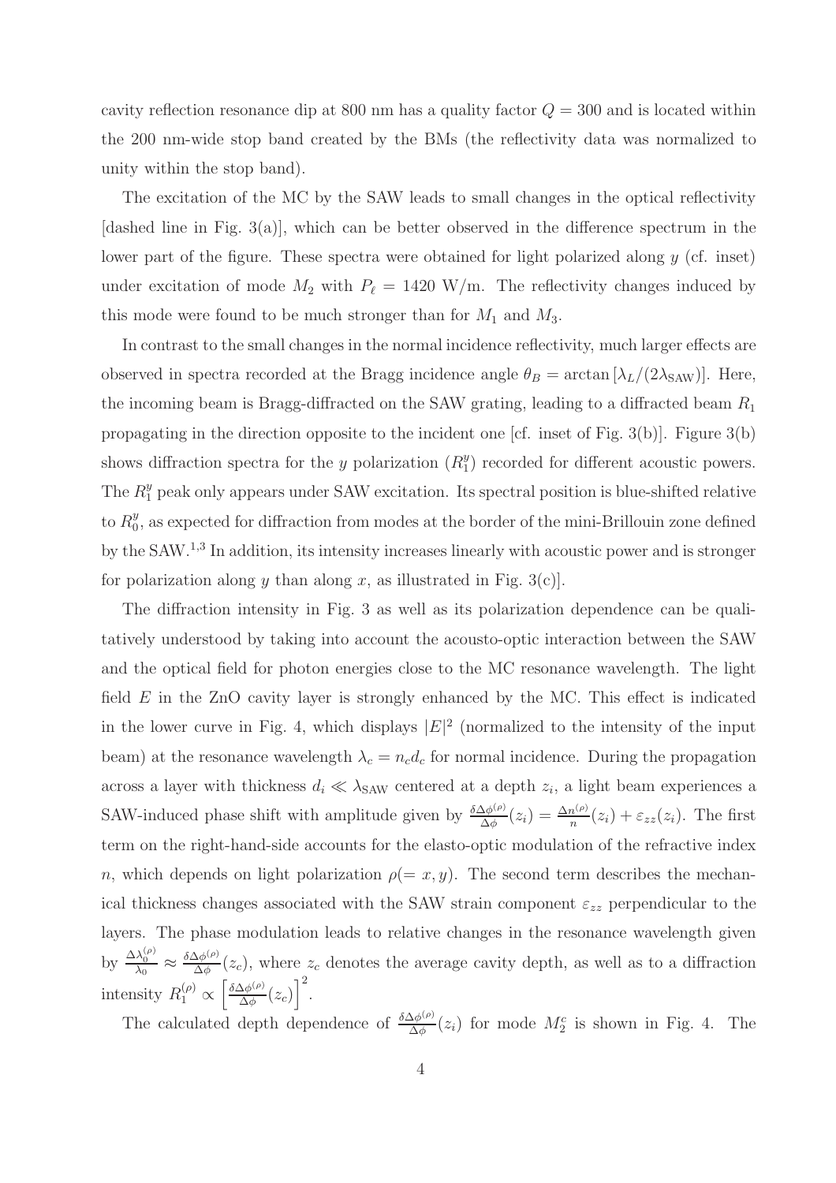cavity reflection resonance dip at 800 nm has a quality factor $Q = 300$ and is located within the 200 nm-wide stop band created by the BMs (the reflectivity data was normalized to unity within the stop band).

The excitation of the MC by the SAW leads to small changes in the optical reflectivity [dashed line in Fig. 3(a)], which can be better observed in the difference spectrum in the lower part of the figure. These spectra were obtained for light polarized along $y$ (cf. inset) under excitation of mode $M_2$ with $P_\ell = 1420$ W/m. The reflectivity changes induced by this mode were found to be much stronger than for $M_1$ and $M_3$.

In contrast to the small changes in the normal incidence reflectivity, much larger effects are observed in spectra recorded at the Bragg incidence angle $\theta_B = \arctan[\lambda_L/(2\lambda_{\rm SAW})]$. Here, the incoming beam is Bragg-diffracted on the SAW grating, leading to a diffracted beam $R_1$ propagating in the direction opposite to the incident one [cf. inset of Fig. 3(b)]. Figure 3(b) shows diffraction spectra for the $y$ polarization ($R_1^y$) recorded for different acoustic powers. The $R_1^y$ peak only appears under SAW excitation. Its spectral position is blue-shifted relative to $R_0^y$, as expected for diffraction from modes at the border of the mini-Brillouin zone defined by the SAW.[1,3] In addition, its intensity increases linearly with acoustic power and is stronger for polarization along $y$ than along $x$, as illustrated in Fig. 3(c)].

The diffraction intensity in Fig. 3 as well as its polarization dependence can be qualitatively understood by taking into account the acousto-optic interaction between the SAW and the optical field for photon energies close to the MC resonance wavelength. The light field $E$ in the ZnO cavity layer is strongly enhanced by the MC. This effect is indicated in the lower curve in Fig. 4, which displays $|E|^2$ (normalized to the intensity of the input beam) at the resonance wavelength $\lambda_c = n_c d_c$ for normal incidence. During the propagation across a layer with thickness $d_i \ll \lambda_{\rm SAW}$ centered at a depth $z_i$, a light beam experiences a SAW-induced phase shift with amplitude given by $\frac{\delta\Delta\phi^{(\rho)}}{\Delta\phi}(z_i) = \frac{\Delta n^{(\rho)}}{n}(z_i) + \varepsilon_{zz}(z_i)$. The first term on the right-hand-side accounts for the elasto-optic modulation of the refractive index $n$, which depends on light polarization $\rho(= x, y)$. The second term describes the mechanical thickness changes associated with the SAW strain component $\varepsilon_{zz}$ perpendicular to the layers. The phase modulation leads to relative changes in the resonance wavelength given by $\frac{\Delta\lambda_0^{(\rho)}}{\lambda_0} \approx \frac{\delta\Delta\phi^{(\rho)}}{\Delta\phi}(z_c)$, where $z_c$ denotes the average cavity depth, as well as to a diffraction intensity $R_1^{(\rho)} \propto \left[\frac{\delta\Delta\phi^{(\rho)}}{\Delta\phi}(z_c)\right]^2$.

The calculated depth dependence of $\frac{\delta\Delta\phi^{(\rho)}}{\Delta\phi}(z_i)$ for mode $M_2^c$ is shown in Fig. 4. The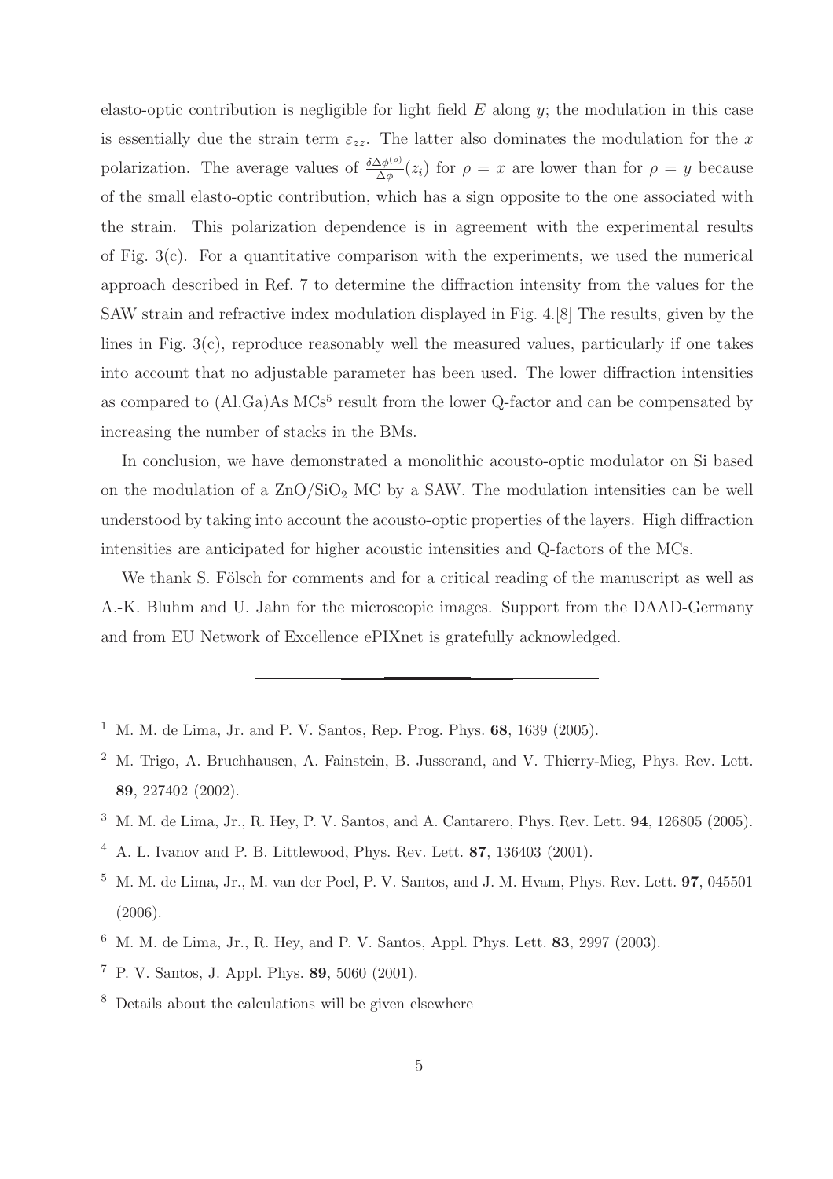elasto-optic contribution is negligible for light field $E$ along $y$; the modulation in this case is essentially due the strain term $\varepsilon_{zz}$. The latter also dominates the modulation for the $x$ polarization. The average values of $\frac{\delta\Delta\phi^{(\rho)}}{\Delta\phi}(z_i)$ for $\rho = x$ are lower than for $\rho = y$ because of the small elasto-optic contribution, which has a sign opposite to the one associated with the strain. This polarization dependence is in agreement with the experimental results of Fig. 3(c). For a quantitative comparison with the experiments, we used the numerical approach described in Ref. 7 to determine the diffraction intensity from the values for the SAW strain and refractive index modulation displayed in Fig. 4.[8] The results, given by the lines in Fig. 3(c), reproduce reasonably well the measured values, particularly if one takes into account that no adjustable parameter has been used. The lower diffraction intensities as compared to (Al,Ga)As MCs[5] result from the lower Q-factor and can be compensated by increasing the number of stacks in the BMs.

In conclusion, we have demonstrated a monolithic acousto-optic modulator on Si based on the modulation of a $ZnO/SiO_2$ MC by a SAW. The modulation intensities can be well understood by taking into account the acousto-optic properties of the layers. High diffraction intensities are anticipated for higher acoustic intensities and Q-factors of the MCs.

We thank S. Fölsch for comments and for a critical reading of the manuscript as well as A.-K. Bluhm and U. Jahn for the microscopic images. Support from the DAAD-Germany and from EU Network of Excellence ePIXnet is gratefully acknowledged.

---

[1] M. M. de Lima, Jr. and P. V. Santos, Rep. Prog. Phys. **68**, 1639 (2005).

[2] M. Trigo, A. Bruchhausen, A. Fainstein, B. Jusserand, and V. Thierry-Mieg, Phys. Rev. Lett. **89**, 227402 (2002).

[3] M. M. de Lima, Jr., R. Hey, P. V. Santos, and A. Cantarero, Phys. Rev. Lett. **94**, 126805 (2005).

[4] A. L. Ivanov and P. B. Littlewood, Phys. Rev. Lett. **87**, 136403 (2001).

[5] M. M. de Lima, Jr., M. van der Poel, P. V. Santos, and J. M. Hvam, Phys. Rev. Lett. **97**, 045501 (2006).

[6] M. M. de Lima, Jr., R. Hey, and P. V. Santos, Appl. Phys. Lett. **83**, 2997 (2003).

[7] P. V. Santos, J. Appl. Phys. **89**, 5060 (2001).

[8] Details about the calculations will be given elsewhere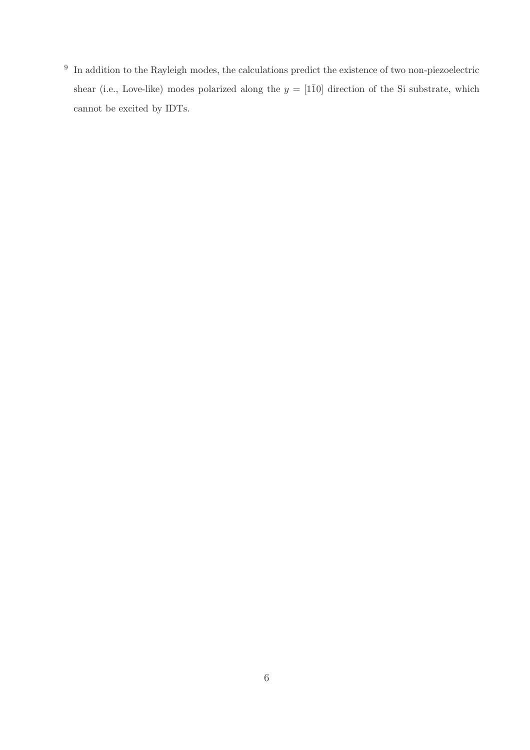[9] In addition to the Rayleigh modes, the calculations predict the existence of two non-piezoelectric shear (i.e., Love-like) modes polarized along the $y = [1\bar{1}0]$ direction of the Si substrate, which cannot be excited by IDTs.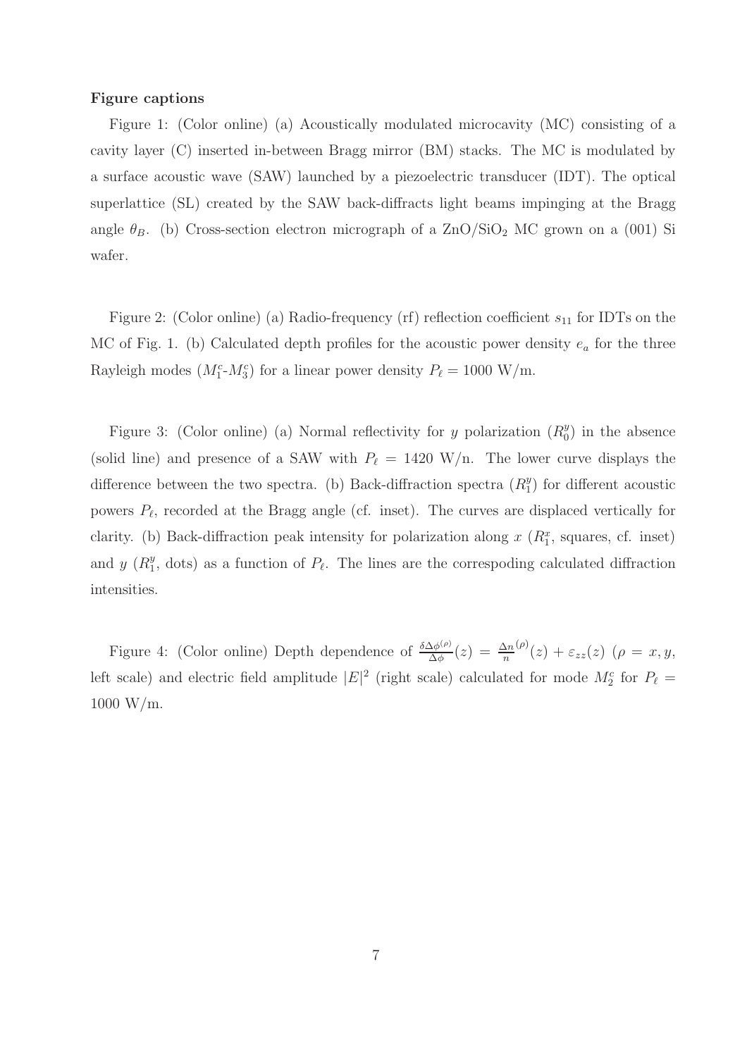**Figure captions**

Figure 1: (Color online) (a) Acoustically modulated microcavity (MC) consisting of a cavity layer (C) inserted in-between Bragg mirror (BM) stacks. The MC is modulated by a surface acoustic wave (SAW) launched by a piezoelectric transducer (IDT). The optical superlattice (SL) created by the SAW back-diffracts light beams impinging at the Bragg angle $\theta_B$. (b) Cross-section electron micrograph of a $ZnO/SiO_2$ MC grown on a (001) Si wafer.

Figure 2: (Color online) (a) Radio-frequency (rf) reflection coefficient $s_{11}$ for IDTs on the MC of Fig. 1. (b) Calculated depth profiles for the acoustic power density $e_a$ for the three Rayleigh modes ($M_1^c$-$M_3^c$) for a linear power density $P_\ell = 1000$ W/m.

Figure 3: (Color online) (a) Normal reflectivity for $y$ polarization ($R_0^y$) in the absence (solid line) and presence of a SAW with $P_\ell = 1420$ W/n. The lower curve displays the difference between the two spectra. (b) Back-diffraction spectra ($R_1^y$) for different acoustic powers $P_\ell$, recorded at the Bragg angle (cf. inset). The curves are displaced vertically for clarity. (b) Back-diffraction peak intensity for polarization along $x$ ($R_1^x$, squares, cf. inset) and $y$ ($R_1^y$, dots) as a function of $P_\ell$. The lines are the correspoding calculated diffraction intensities.

Figure 4: (Color online) Depth dependence of $\frac{\delta\Delta\phi^{(\rho)}}{\Delta\phi}(z) = \frac{\Delta n}{n}^{(\rho)}(z) + \varepsilon_{zz}(z)$ ($\rho = x, y$, left scale) and electric field amplitude $|E|^2$ (right scale) calculated for mode $M_2^c$ for $P_\ell = 1000$ W/m.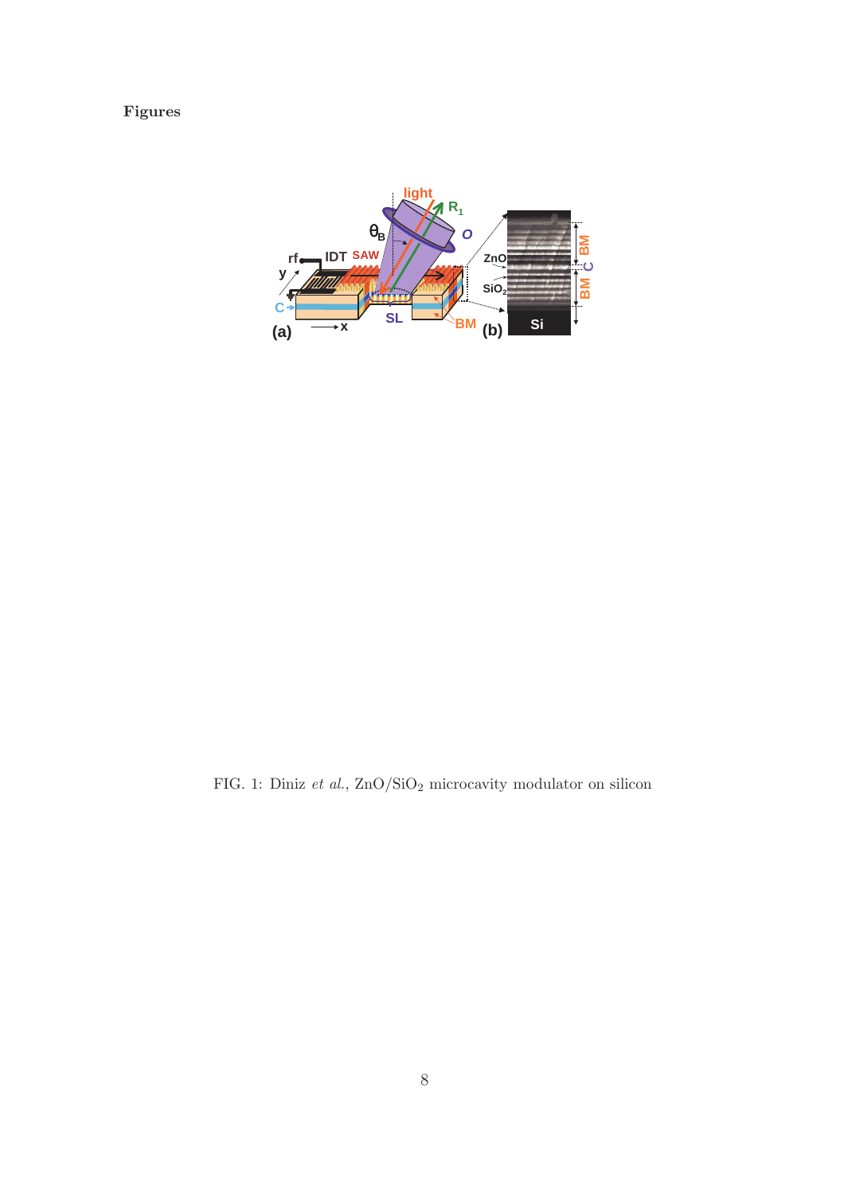**Figures**

FIG. 1: Diniz *et al.*, $ZnO/SiO_2$ microcavity modulator on silicon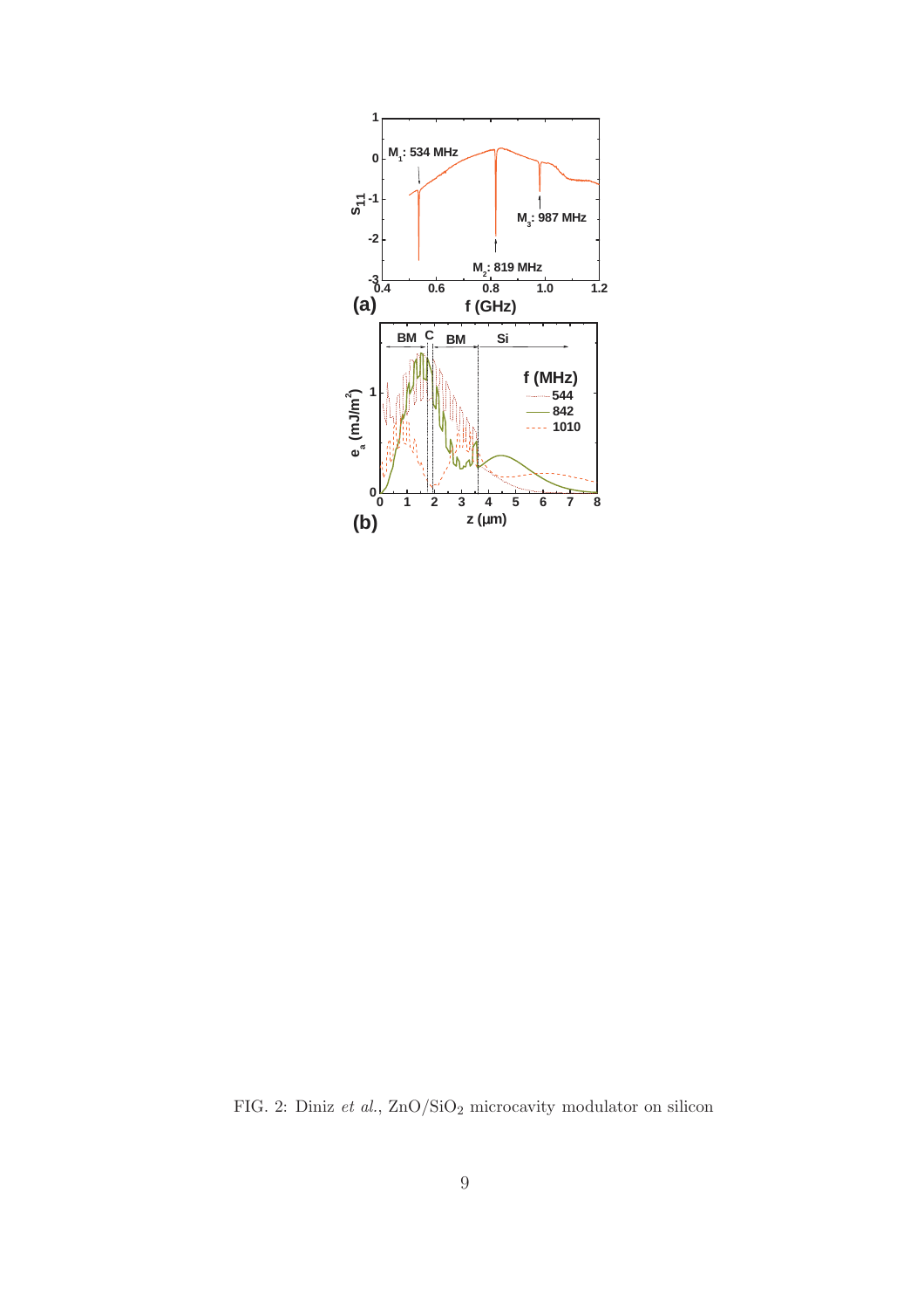FIG. 2: Diniz *et al.*, $ZnO/SiO_2$ microcavity modulator on silicon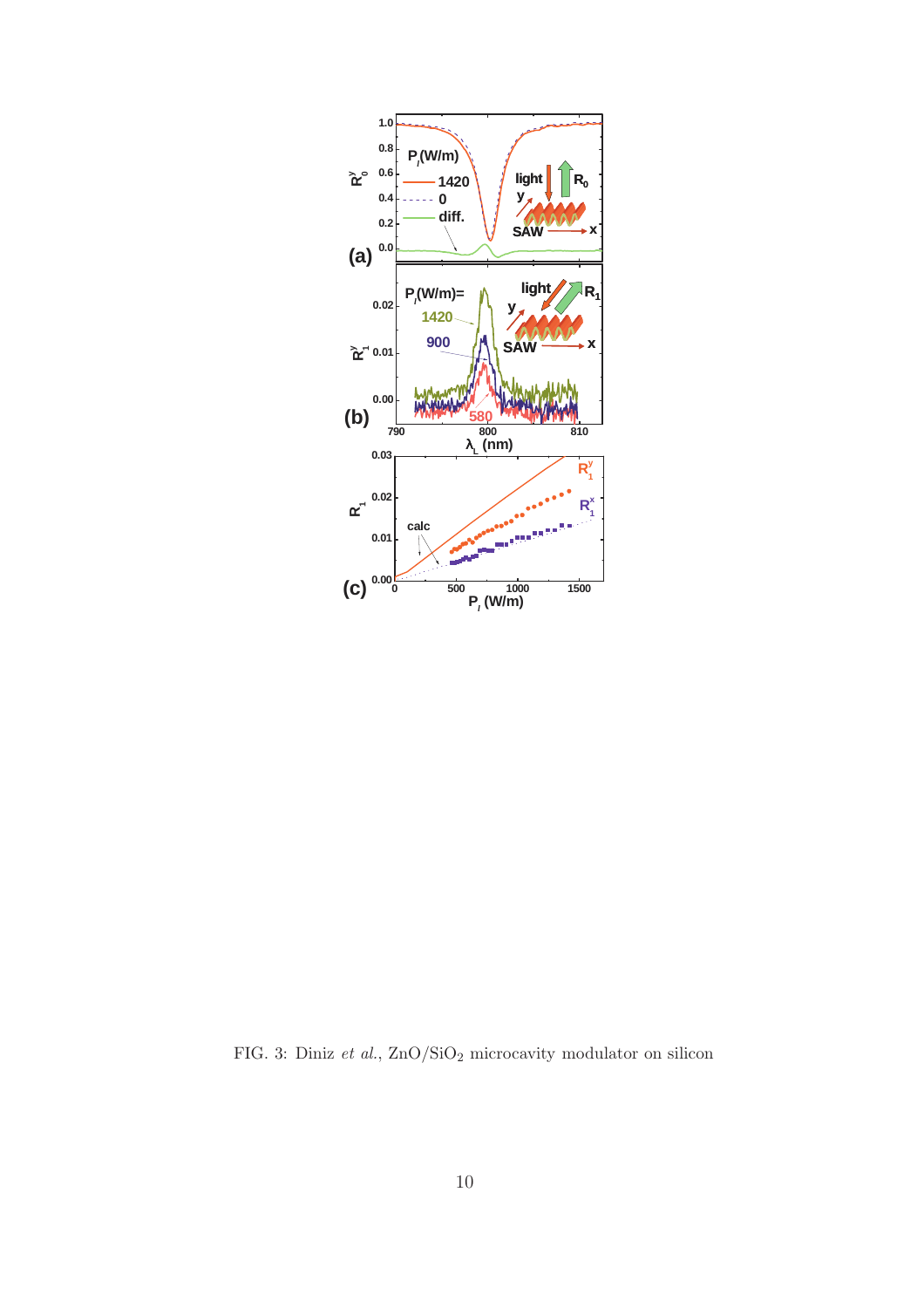FIG. 3: Diniz *et al.*, $ZnO/SiO_2$ microcavity modulator on silicon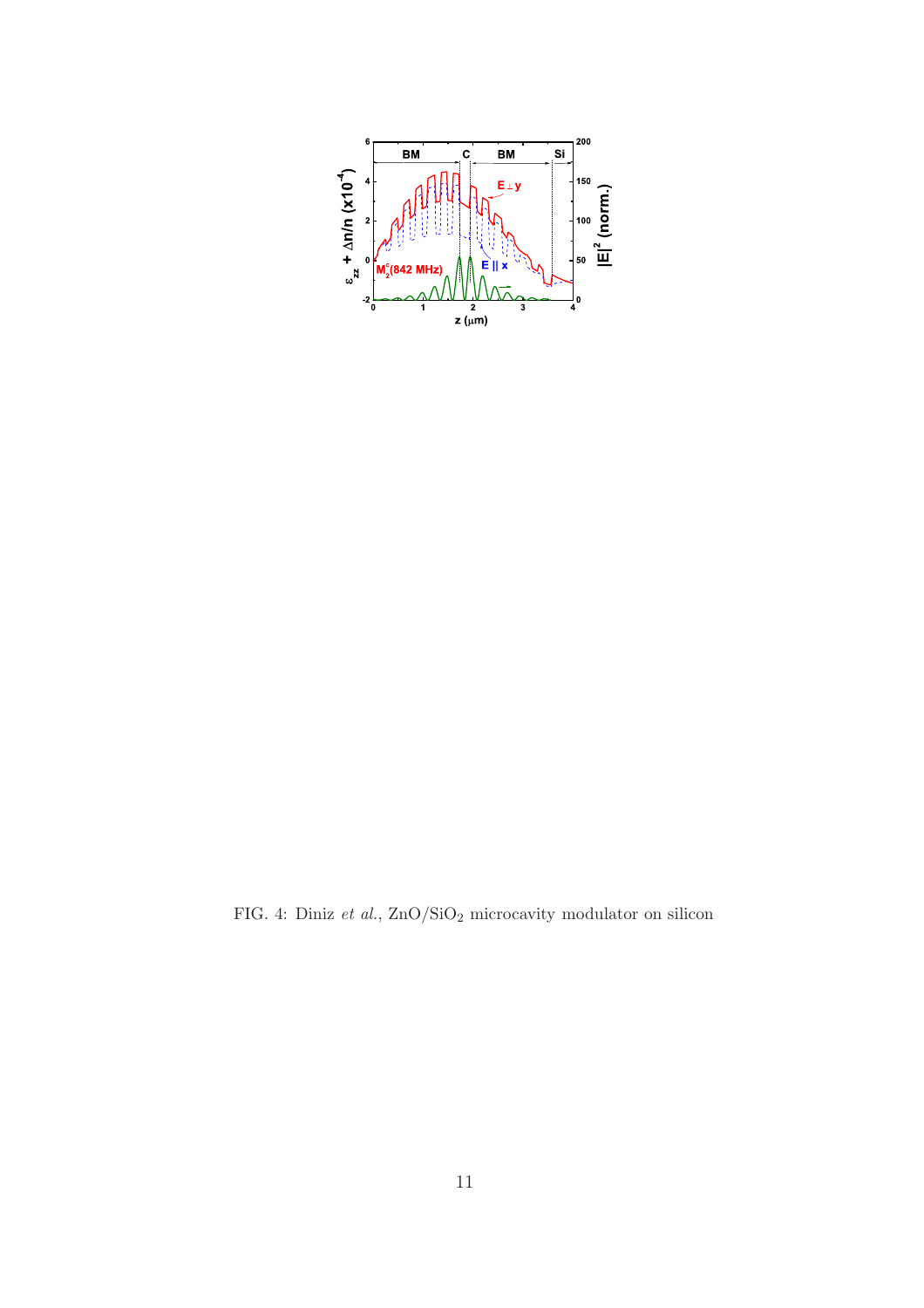BM

C

BM

Si

$E\perp y$

$E \parallel x$

$M_2^c$(842 MHz)

$\varepsilon_{zz} + \Delta n/n$ ($\times 10^{-4}$)

$|E|^2$ (norm.)

z ($\mu$m)

6

4

2

0

-2

0

1

2

3

4

200

150

100

50

0

FIG. 4: Diniz *et al.*, $ZnO/SiO_2$ microcavity modulator on silicon